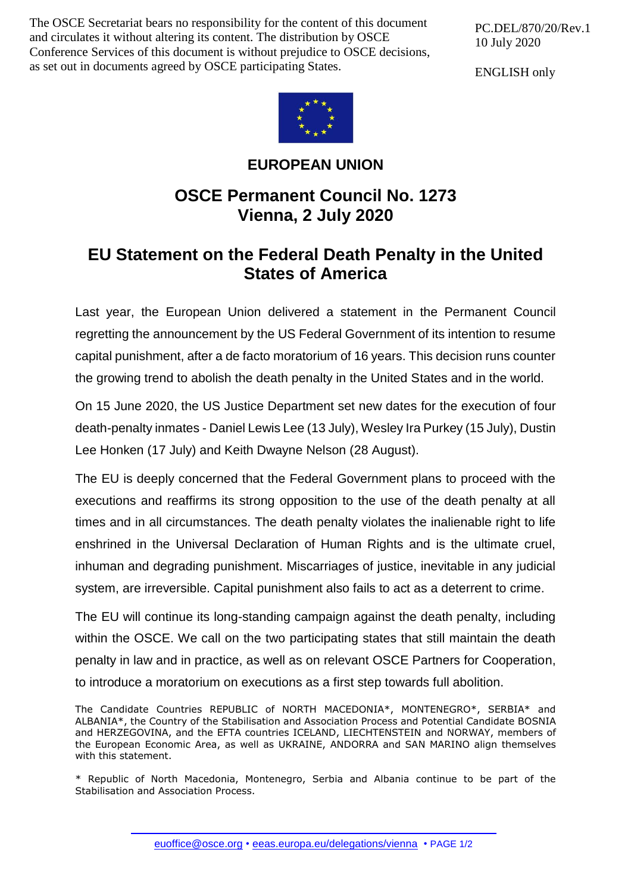The OSCE Secretariat bears no responsibility for the content of this document and circulates it without altering its content. The distribution by OSCE Conference Services of this document is without prejudice to OSCE decisions, as set out in documents agreed by OSCE participating States.

PC.DEL/870/20/Rev.1
10 July 2020

ENGLISH only

# EUROPEAN UNION

## OSCE Permanent Council No. 1273
## Vienna, 2 July 2020

## EU Statement on the Federal Death Penalty in the United States of America

Last year, the European Union delivered a statement in the Permanent Council regretting the announcement by the US Federal Government of its intention to resume capital punishment, after a de facto moratorium of 16 years. This decision runs counter the growing trend to abolish the death penalty in the United States and in the world.

On 15 June 2020, the US Justice Department set new dates for the execution of four death-penalty inmates - Daniel Lewis Lee (13 July), Wesley Ira Purkey (15 July), Dustin Lee Honken (17 July) and Keith Dwayne Nelson (28 August).

The EU is deeply concerned that the Federal Government plans to proceed with the executions and reaffirms its strong opposition to the use of the death penalty at all times and in all circumstances. The death penalty violates the inalienable right to life enshrined in the Universal Declaration of Human Rights and is the ultimate cruel, inhuman and degrading punishment. Miscarriages of justice, inevitable in any judicial system, are irreversible. Capital punishment also fails to act as a deterrent to crime.

The EU will continue its long-standing campaign against the death penalty, including within the OSCE. We call on the two participating states that still maintain the death penalty in law and in practice, as well as on relevant OSCE Partners for Cooperation, to introduce a moratorium on executions as a first step towards full abolition.

The Candidate Countries REPUBLIC of NORTH MACEDONIA*, MONTENEGRO*, SERBIA* and ALBANIA*, the Country of the Stabilisation and Association Process and Potential Candidate BOSNIA and HERZEGOVINA, and the EFTA countries ICELAND, LIECHTENSTEIN and NORWAY, members of the European Economic Area, as well as UKRAINE, ANDORRA and SAN MARINO align themselves with this statement.

* Republic of North Macedonia, Montenegro, Serbia and Albania continue to be part of the Stabilisation and Association Process.